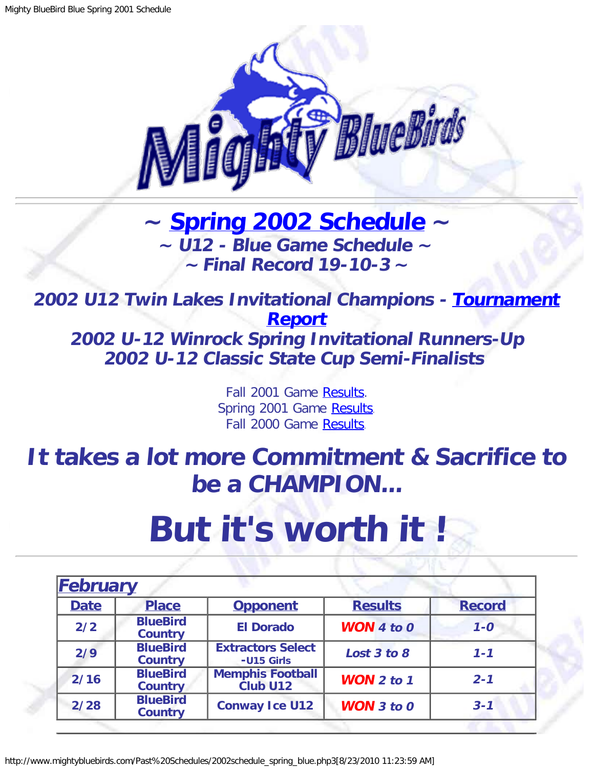## ~ Spring 2002 Schedule ~
### ~ U12 - Blue Game Schedule ~
### ~ Final Record 19-10-3 ~

### *2002 U12 Twin Lakes Invitational Champions - Tournament Report*
### *2002 U-12 Winrock Spring Invitational Runners-Up*
### *2002 U-12 Classic State Cup Semi-Finalists*

Fall 2001 Game Results.
Spring 2001 Game Results.
Fall 2000 Game Results.

## *It takes a lot more Commitment & Sacrifice to be a CHAMPION...*

# But it's worth it !

| ***February*** | | | | |
|---|---|---|---|---|
| **Date** | **Place** | **Opponent** | **Results** | **Record** |
| **2/2** | **BlueBird Country** | **El Dorado** | ***WON 4 to 0*** | ***1-0*** |
| **2/9** | **BlueBird Country** | **Extractors Select -U15 Girls** | ***Lost 3 to 8*** | ***1-1*** |
| **2/16** | **BlueBird Country** | **Memphis Football Club U12** | ***WON 2 to 1*** | ***2-1*** |
| **2/28** | **BlueBird Country** | **Conway Ice U12** | ***WON 3 to 0*** | ***3-1*** |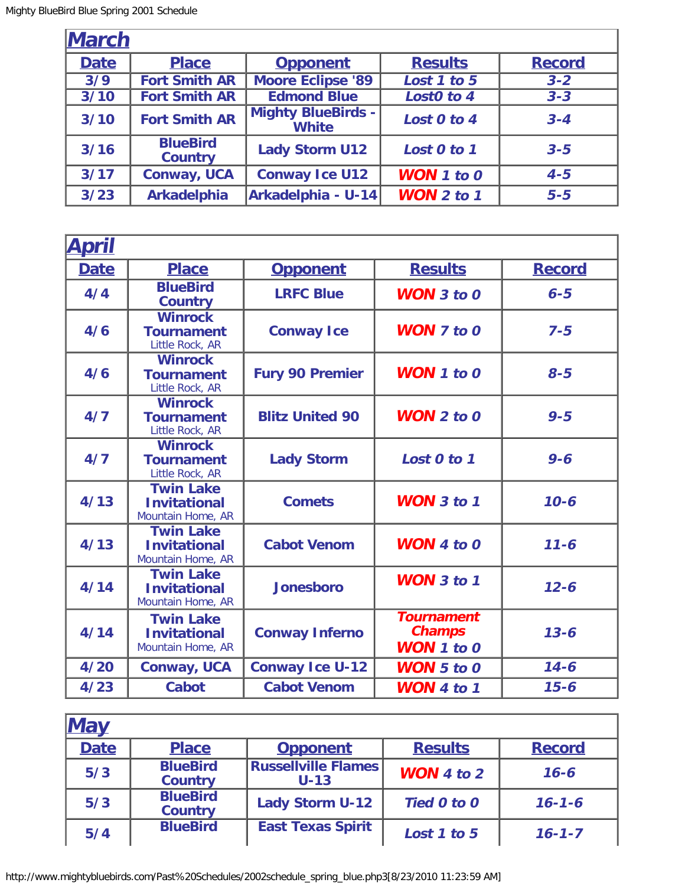## March

| Date | Place | Opponent | Results | Record |
|---|---|---|---|---|
| 3/9 | Fort Smith AR | Moore Eclipse '89 | Lost 1 to 5 | 3-2 |
| 3/10 | Fort Smith AR | Edmond Blue | Lost0 to 4 | 3-3 |
| 3/10 | Fort Smith AR | Mighty BlueBirds - White | Lost 0 to 4 | 3-4 |
| 3/16 | BlueBird Country | Lady Storm U12 | Lost 0 to 1 | 3-5 |
| 3/17 | Conway, UCA | Conway Ice U12 | WON 1 to 0 | 4-5 |
| 3/23 | Arkadelphia | Arkadelphia - U-14 | WON 2 to 1 | 5-5 |

## April

| Date | Place | Opponent | Results | Record |
|---|---|---|---|---|
| 4/4 | BlueBird Country | LRFC Blue | WON 3 to 0 | 6-5 |
| 4/6 | Winrock Tournament Little Rock, AR | Conway Ice | WON 7 to 0 | 7-5 |
| 4/6 | Winrock Tournament Little Rock, AR | Fury 90 Premier | WON 1 to 0 | 8-5 |
| 4/7 | Winrock Tournament Little Rock, AR | Blitz United 90 | WON 2 to 0 | 9-5 |
| 4/7 | Winrock Tournament Little Rock, AR | Lady Storm | Lost 0 to 1 | 9-6 |
| 4/13 | Twin Lake Invitational Mountain Home, AR | Comets | WON 3 to 1 | 10-6 |
| 4/13 | Twin Lake Invitational Mountain Home, AR | Cabot Venom | WON 4 to 0 | 11-6 |
| 4/14 | Twin Lake Invitational Mountain Home, AR | Jonesboro | WON 3 to 1 | 12-6 |
| 4/14 | Twin Lake Invitational Mountain Home, AR | Conway Inferno | Tournament Champs WON 1 to 0 | 13-6 |
| 4/20 | Conway, UCA | Conway Ice U-12 | WON 5 to 0 | 14-6 |
| 4/23 | Cabot | Cabot Venom | WON 4 to 1 | 15-6 |

## May

| Date | Place | Opponent | Results | Record |
|---|---|---|---|---|
| 5/3 | BlueBird Country | Russellville Flames U-13 | WON 4 to 2 | 16-6 |
| 5/3 | BlueBird Country | Lady Storm U-12 | Tied 0 to 0 | 16-1-6 |
| 5/4 | BlueBird | East Texas Spirit | Lost 1 to 5 | 16-1-7 |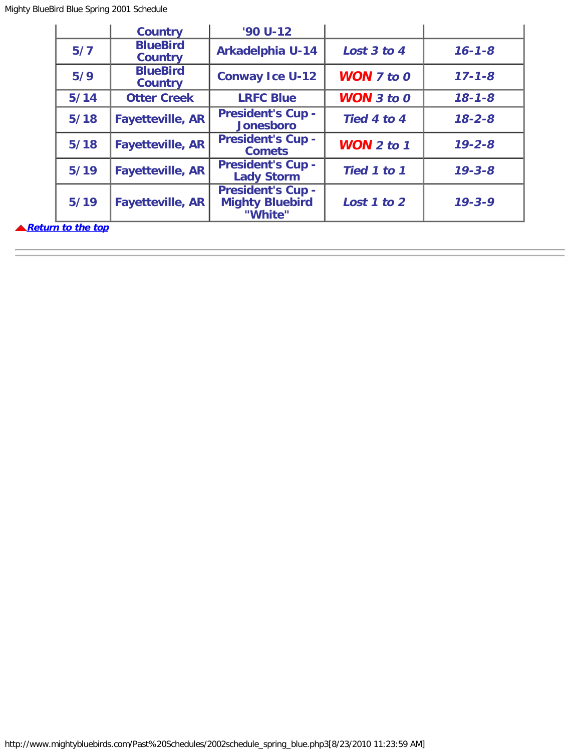| | | | | |
|---|---|---|---|---|
| | Country | '90 U-12 | | |
| 5/7 | BlueBird Country | Arkadelphia U-14 | *Lost 3 to 4* | *16-1-8* |
| 5/9 | BlueBird Country | Conway Ice U-12 | ***WON*** *7 to 0* | *17-1-8* |
| 5/14 | Otter Creek | LRFC Blue | ***WON*** *3 to 0* | *18-1-8* |
| 5/18 | Fayetteville, AR | President's Cup - Jonesboro | *Tied 4 to 4* | *18-2-8* |
| 5/18 | Fayetteville, AR | President's Cup - Comets | ***WON*** *2 to 1* | *19-2-8* |
| 5/19 | Fayetteville, AR | President's Cup - Lady Storm | *Tied 1 to 1* | *19-3-8* |
| 5/19 | Fayetteville, AR | President's Cup - Mighty Bluebird "White" | *Lost 1 to 2* | *19-3-9* |

***Return to the top***

---